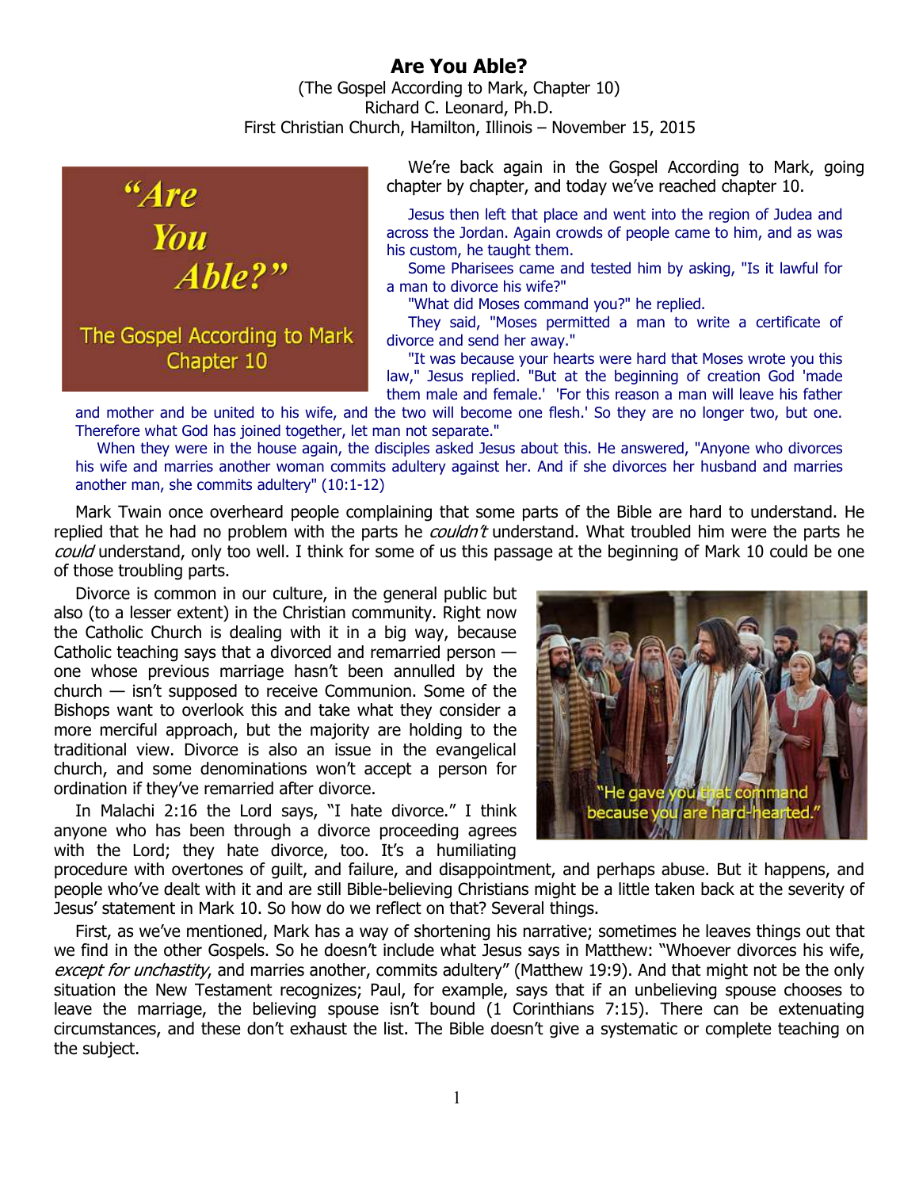# Are You Able?

(The Gospel According to Mark, Chapter 10)
Richard C. Leonard, Ph.D.
First Christian Church, Hamilton, Illinois – November 15, 2015

We're back again in the Gospel According to Mark, going chapter by chapter, and today we've reached chapter 10.

> Jesus then left that place and went into the region of Judea and across the Jordan. Again crowds of people came to him, and as was his custom, he taught them.
>
> Some Pharisees came and tested him by asking, "Is it lawful for a man to divorce his wife?"
>
> "What did Moses command you?" he replied.
>
> They said, "Moses permitted a man to write a certificate of divorce and send her away."
>
> "It was because your hearts were hard that Moses wrote you this law," Jesus replied. "But at the beginning of creation God 'made them male and female.' 'For this reason a man will leave his father and mother and be united to his wife, and the two will become one flesh.' So they are no longer two, but one. Therefore what God has joined together, let man not separate."
>
> When they were in the house again, the disciples asked Jesus about this. He answered, "Anyone who divorces his wife and marries another woman commits adultery against her. And if she divorces her husband and marries another man, she commits adultery" (10:1-12)

Mark Twain once overheard people complaining that some parts of the Bible are hard to understand. He replied that he had no problem with the parts he *couldn't* understand. What troubled him were the parts he *could* understand, only too well. I think for some of us this passage at the beginning of Mark 10 could be one of those troubling parts.

Divorce is common in our culture, in the general public but also (to a lesser extent) in the Christian community. Right now the Catholic Church is dealing with it in a big way, because Catholic teaching says that a divorced and remarried person — one whose previous marriage hasn't been annulled by the church — isn't supposed to receive Communion. Some of the Bishops want to overlook this and take what they consider a more merciful approach, but the majority are holding to the traditional view. Divorce is also an issue in the evangelical church, and some denominations won't accept a person for ordination if they've remarried after divorce.

"He gave you that command because you are hard-hearted."

In Malachi 2:16 the Lord says, "I hate divorce." I think anyone who has been through a divorce proceeding agrees with the Lord; they hate divorce, too. It's a humiliating procedure with overtones of guilt, and failure, and disappointment, and perhaps abuse. But it happens, and people who've dealt with it and are still Bible-believing Christians might be a little taken back at the severity of Jesus' statement in Mark 10. So how do we reflect on that? Several things.

First, as we've mentioned, Mark has a way of shortening his narrative; sometimes he leaves things out that we find in the other Gospels. So he doesn't include what Jesus says in Matthew: "Whoever divorces his wife, *except for unchastity*, and marries another, commits adultery" (Matthew 19:9). And that might not be the only situation the New Testament recognizes; Paul, for example, says that if an unbelieving spouse chooses to leave the marriage, the believing spouse isn't bound (1 Corinthians 7:15). There can be extenuating circumstances, and these don't exhaust the list. The Bible doesn't give a systematic or complete teaching on the subject.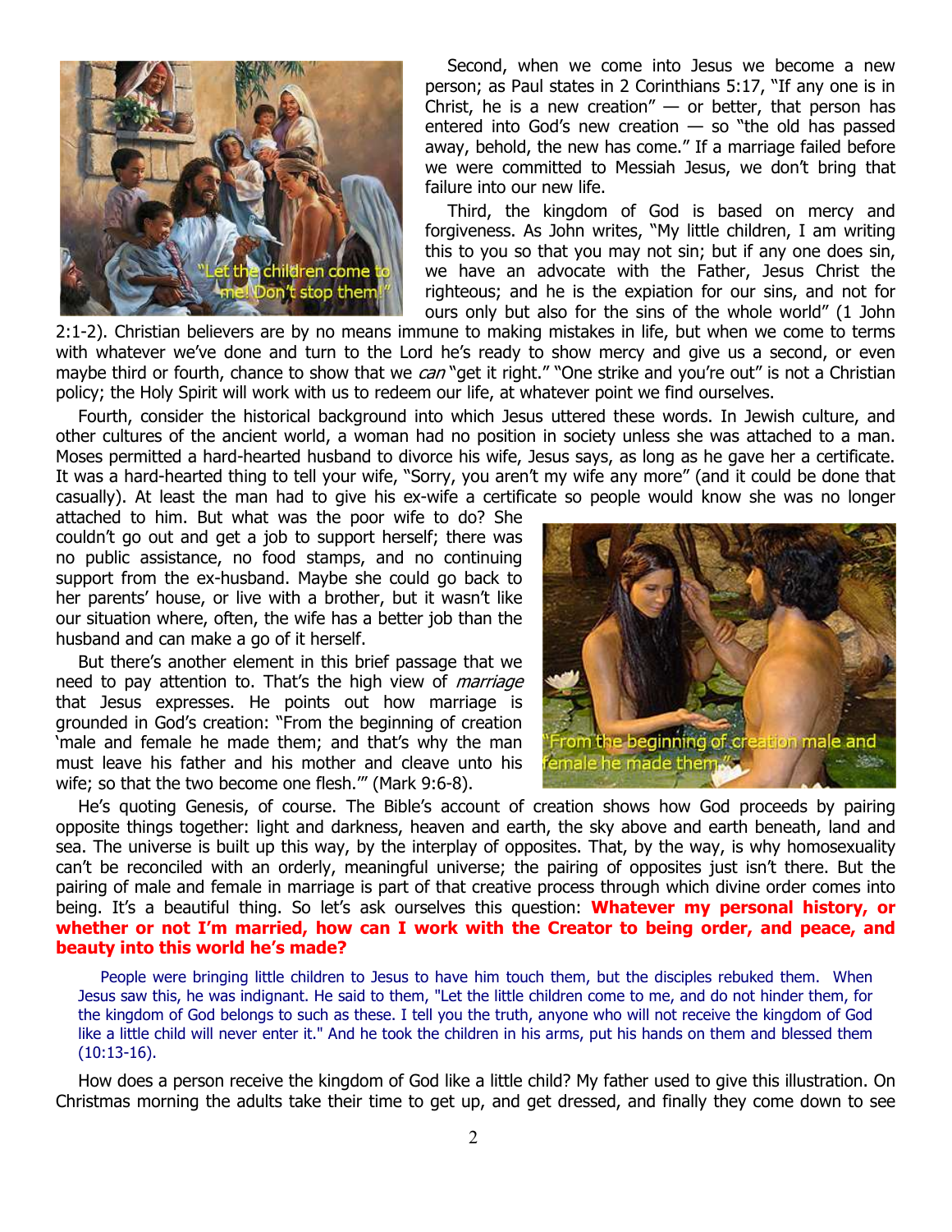Second, when we come into Jesus we become a new person; as Paul states in 2 Corinthians 5:17, "If any one is in Christ, he is a new creation" — or better, that person has entered into God's new creation — so "the old has passed away, behold, the new has come." If a marriage failed before we were committed to Messiah Jesus, we don't bring that failure into our new life.

Third, the kingdom of God is based on mercy and forgiveness. As John writes, "My little children, I am writing this to you so that you may not sin; but if any one does sin, we have an advocate with the Father, Jesus Christ the righteous; and he is the expiation for our sins, and not for ours only but also for the sins of the whole world" (1 John 2:1-2). Christian believers are by no means immune to making mistakes in life, but when we come to terms with whatever we've done and turn to the Lord he's ready to show mercy and give us a second, or even maybe third or fourth, chance to show that we *can* "get it right." "One strike and you're out" is not a Christian policy; the Holy Spirit will work with us to redeem our life, at whatever point we find ourselves.

Fourth, consider the historical background into which Jesus uttered these words. In Jewish culture, and other cultures of the ancient world, a woman had no position in society unless she was attached to a man. Moses permitted a hard-hearted husband to divorce his wife, Jesus says, as long as he gave her a certificate. It was a hard-hearted thing to tell your wife, "Sorry, you aren't my wife any more" (and it could be done that casually). At least the man had to give his ex-wife a certificate so people would know she was no longer attached to him. But what was the poor wife to do? She couldn't go out and get a job to support herself; there was no public assistance, no food stamps, and no continuing support from the ex-husband. Maybe she could go back to her parents' house, or live with a brother, but it wasn't like our situation where, often, the wife has a better job than the husband and can make a go of it herself.

But there's another element in this brief passage that we need to pay attention to. That's the high view of *marriage* that Jesus expresses. He points out how marriage is grounded in God's creation: "From the beginning of creation 'male and female he made them; and that's why the man must leave his father and his mother and cleave unto his wife; so that the two become one flesh.'" (Mark 9:6-8).

He's quoting Genesis, of course. The Bible's account of creation shows how God proceeds by pairing opposite things together: light and darkness, heaven and earth, the sky above and earth beneath, land and sea. The universe is built up this way, by the interplay of opposites. That, by the way, is why homosexuality can't be reconciled with an orderly, meaningful universe; the pairing of opposites just isn't there. But the pairing of male and female in marriage is part of that creative process through which divine order comes into being. It's a beautiful thing. So let's ask ourselves this question: **Whatever my personal history, or whether or not I'm married, how can I work with the Creator to being order, and peace, and beauty into this world he's made?**

> People were bringing little children to Jesus to have him touch them, but the disciples rebuked them. When Jesus saw this, he was indignant. He said to them, "Let the little children come to me, and do not hinder them, for the kingdom of God belongs to such as these. I tell you the truth, anyone who will not receive the kingdom of God like a little child will never enter it." And he took the children in his arms, put his hands on them and blessed them (10:13-16).

How does a person receive the kingdom of God like a little child? My father used to give this illustration. On Christmas morning the adults take their time to get up, and get dressed, and finally they come down to see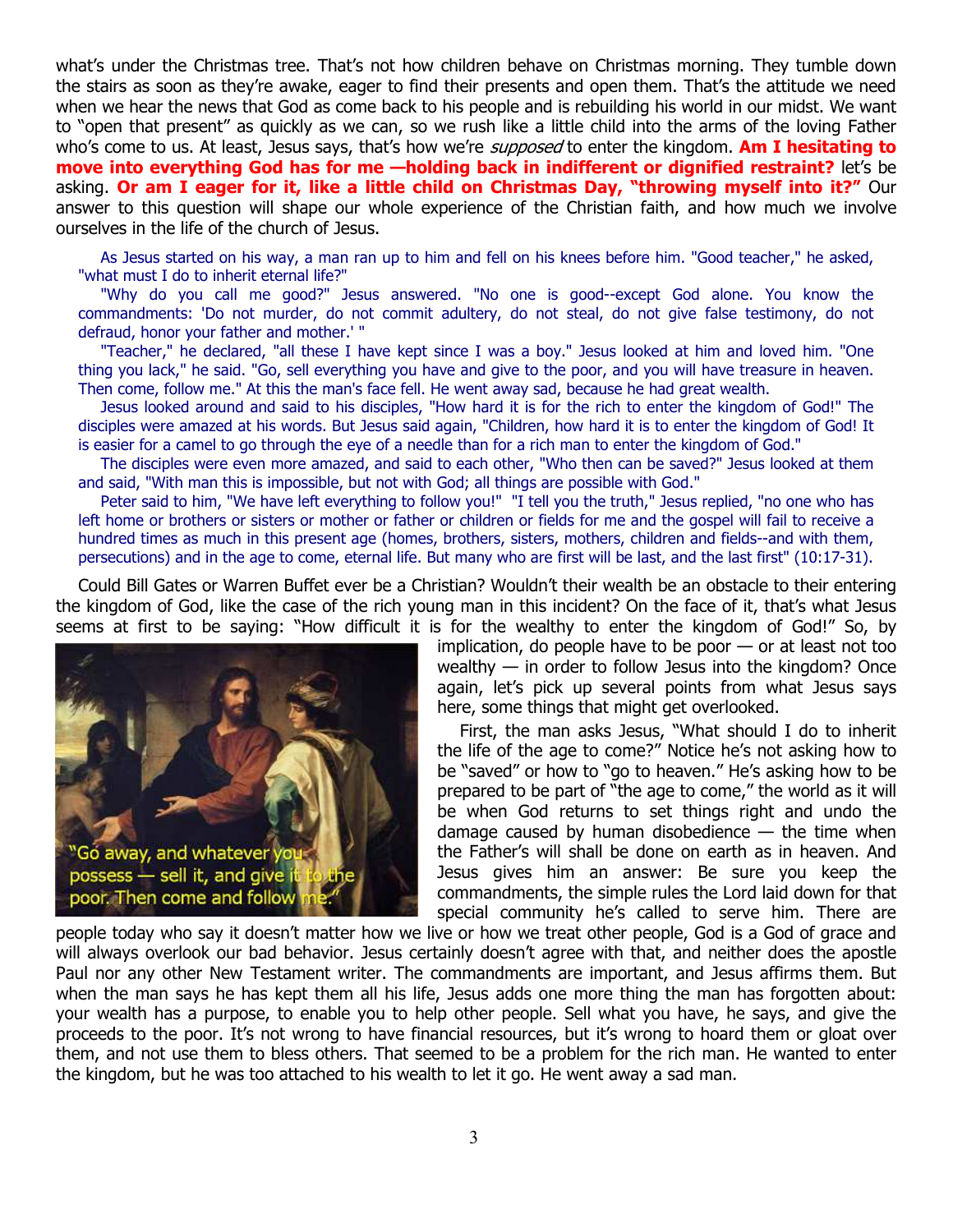what's under the Christmas tree. That's not how children behave on Christmas morning. They tumble down the stairs as soon as they're awake, eager to find their presents and open them. That's the attitude we need when we hear the news that God as come back to his people and is rebuilding his world in our midst. We want to "open that present" as quickly as we can, so we rush like a little child into the arms of the loving Father who's come to us. At least, Jesus says, that's how we're *supposed* to enter the kingdom. **Am I hesitating to move into everything God has for me —holding back in indifferent or dignified restraint?** let's be asking. **Or am I eager for it, like a little child on Christmas Day, "throwing myself into it?"** Our answer to this question will shape our whole experience of the Christian faith, and how much we involve ourselves in the life of the church of Jesus.

> As Jesus started on his way, a man ran up to him and fell on his knees before him. "Good teacher," he asked, "what must I do to inherit eternal life?"
>
> "Why do you call me good?" Jesus answered. "No one is good--except God alone. You know the commandments: 'Do not murder, do not commit adultery, do not steal, do not give false testimony, do not defraud, honor your father and mother.' "
>
> "Teacher," he declared, "all these I have kept since I was a boy." Jesus looked at him and loved him. "One thing you lack," he said. "Go, sell everything you have and give to the poor, and you will have treasure in heaven. Then come, follow me." At this the man's face fell. He went away sad, because he had great wealth.
>
> Jesus looked around and said to his disciples, "How hard it is for the rich to enter the kingdom of God!" The disciples were amazed at his words. But Jesus said again, "Children, how hard it is to enter the kingdom of God! It is easier for a camel to go through the eye of a needle than for a rich man to enter the kingdom of God."
>
> The disciples were even more amazed, and said to each other, "Who then can be saved?" Jesus looked at them and said, "With man this is impossible, but not with God; all things are possible with God."
>
> Peter said to him, "We have left everything to follow you!" "I tell you the truth," Jesus replied, "no one who has left home or brothers or sisters or mother or father or children or fields for me and the gospel will fail to receive a hundred times as much in this present age (homes, brothers, sisters, mothers, children and fields--and with them, persecutions) and in the age to come, eternal life. But many who are first will be last, and the last first" (10:17-31).

Could Bill Gates or Warren Buffet ever be a Christian? Wouldn't their wealth be an obstacle to their entering the kingdom of God, like the case of the rich young man in this incident? On the face of it, that's what Jesus seems at first to be saying: "How difficult it is for the wealthy to enter the kingdom of God!" So, by implication, do people have to be poor — or at least not too wealthy — in order to follow Jesus into the kingdom? Once again, let's pick up several points from what Jesus says here, some things that might get overlooked.

"Go away, and whatever you possess — sell it, and give it to the poor. Then come and follow me."

First, the man asks Jesus, "What should I do to inherit the life of the age to come?" Notice he's not asking how to be "saved" or how to "go to heaven." He's asking how to be prepared to be part of "the age to come," the world as it will be when God returns to set things right and undo the damage caused by human disobedience — the time when the Father's will shall be done on earth as in heaven. And Jesus gives him an answer: Be sure you keep the commandments, the simple rules the Lord laid down for that special community he's called to serve him. There are people today who say it doesn't matter how we live or how we treat other people, God is a God of grace and will always overlook our bad behavior. Jesus certainly doesn't agree with that, and neither does the apostle Paul nor any other New Testament writer. The commandments are important, and Jesus affirms them. But when the man says he has kept them all his life, Jesus adds one more thing the man has forgotten about: your wealth has a purpose, to enable you to help other people. Sell what you have, he says, and give the proceeds to the poor. It's not wrong to have financial resources, but it's wrong to hoard them or gloat over them, and not use them to bless others. That seemed to be a problem for the rich man. He wanted to enter the kingdom, but he was too attached to his wealth to let it go. He went away a sad man.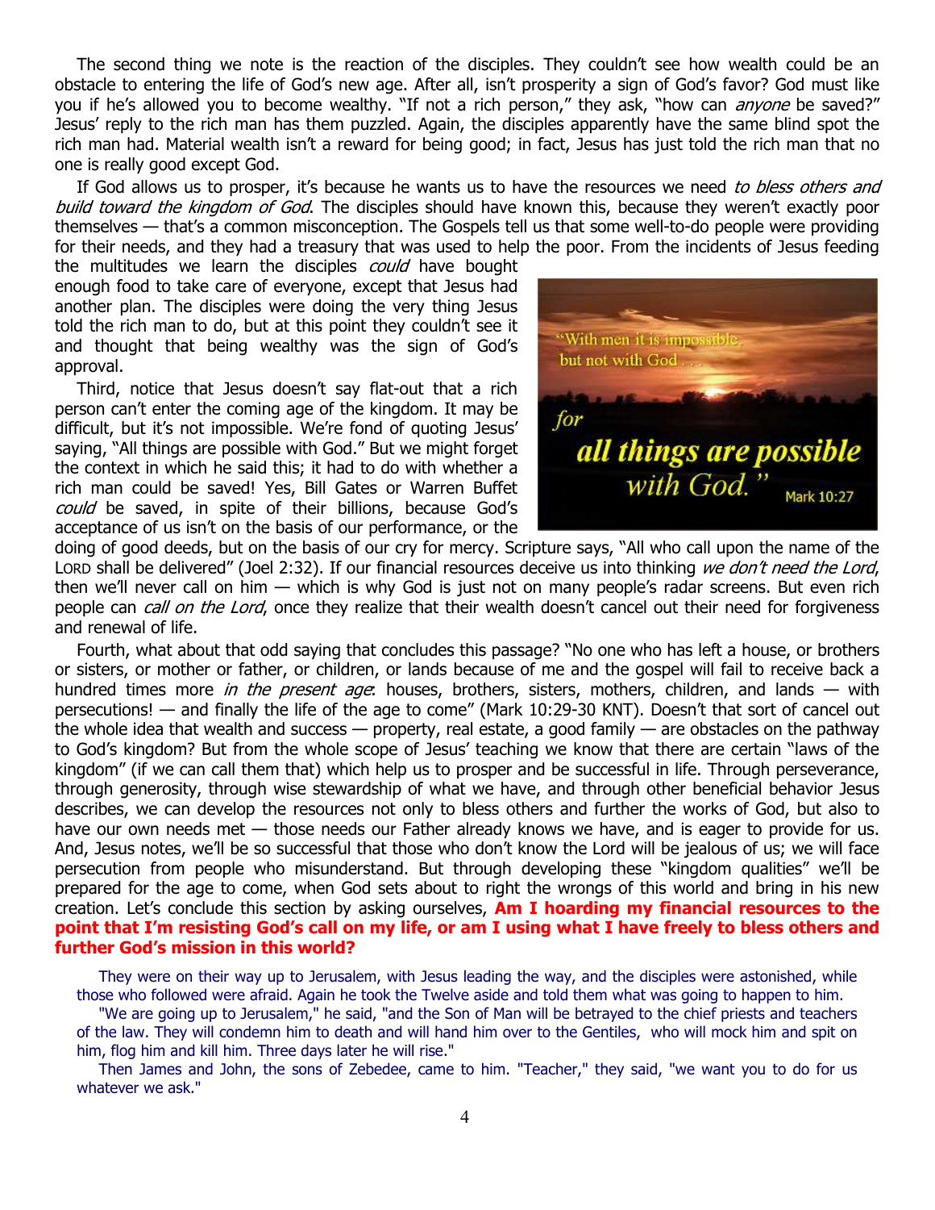The second thing we note is the reaction of the disciples. They couldn't see how wealth could be an obstacle to entering the life of God's new age. After all, isn't prosperity a sign of God's favor? God must like you if he's allowed you to become wealthy. "If not a rich person," they ask, "how can *anyone* be saved?" Jesus' reply to the rich man has them puzzled. Again, the disciples apparently have the same blind spot the rich man had. Material wealth isn't a reward for being good; in fact, Jesus has just told the rich man that no one is really good except God.

If God allows us to prosper, it's because he wants us to have the resources we need *to bless others and build toward the kingdom of God*. The disciples should have known this, because they weren't exactly poor themselves — that's a common misconception. The Gospels tell us that some well-to-do people were providing for their needs, and they had a treasury that was used to help the poor. From the incidents of Jesus feeding the multitudes we learn the disciples *could* have bought enough food to take care of everyone, except that Jesus had another plan. The disciples were doing the very thing Jesus told the rich man to do, but at this point they couldn't see it and thought that being wealthy was the sign of God's approval.

Third, notice that Jesus doesn't say flat-out that a rich person can't enter the coming age of the kingdom. It may be difficult, but it's not impossible. We're fond of quoting Jesus' saying, "All things are possible with God." But we might forget the context in which he said this; it had to do with whether a rich man could be saved! Yes, Bill Gates or Warren Buffet *could* be saved, in spite of their billions, because God's acceptance of us isn't on the basis of our performance, or the doing of good deeds, but on the basis of our cry for mercy. Scripture says, "All who call upon the name of the LORD shall be delivered" (Joel 2:32). If our financial resources deceive us into thinking *we don't need the Lord*, then we'll never call on him — which is why God is just not on many people's radar screens. But even rich people can *call on the Lord*, once they realize that their wealth doesn't cancel out their need for forgiveness and renewal of life.

Fourth, what about that odd saying that concludes this passage? "No one who has left a house, or brothers or sisters, or mother or father, or children, or lands because of me and the gospel will fail to receive back a hundred times more *in the present age*: houses, brothers, sisters, mothers, children, and lands — with persecutions! — and finally the life of the age to come" (Mark 10:29-30 KNT). Doesn't that sort of cancel out the whole idea that wealth and success — property, real estate, a good family — are obstacles on the pathway to God's kingdom? But from the whole scope of Jesus' teaching we know that there are certain "laws of the kingdom" (if we can call them that) which help us to prosper and be successful in life. Through perseverance, through generosity, through wise stewardship of what we have, and through other beneficial behavior Jesus describes, we can develop the resources not only to bless others and further the works of God, but also to have our own needs met — those needs our Father already knows we have, and is eager to provide for us. And, Jesus notes, we'll be so successful that those who don't know the Lord will be jealous of us; we will face persecution from people who misunderstand. But through developing these "kingdom qualities" we'll be prepared for the age to come, when God sets about to right the wrongs of this world and bring in his new creation. Let's conclude this section by asking ourselves, **Am I hoarding my financial resources to the point that I'm resisting God's call on my life, or am I using what I have freely to bless others and further God's mission in this world?**

They were on their way up to Jerusalem, with Jesus leading the way, and the disciples were astonished, while those who followed were afraid. Again he took the Twelve aside and told them what was going to happen to him.

"We are going up to Jerusalem," he said, "and the Son of Man will be betrayed to the chief priests and teachers of the law. They will condemn him to death and will hand him over to the Gentiles, who will mock him and spit on him, flog him and kill him. Three days later he will rise."

Then James and John, the sons of Zebedee, came to him. "Teacher," they said, "we want you to do for us whatever we ask."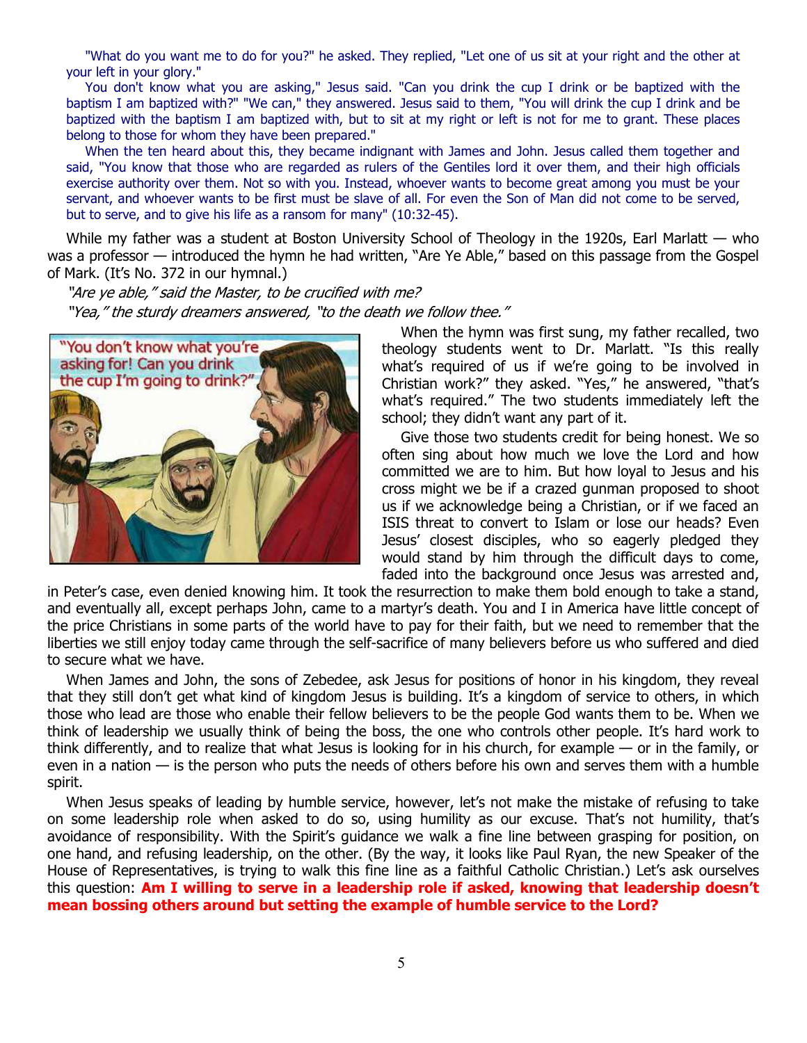"What do you want me to do for you?" he asked. They replied, "Let one of us sit at your right and the other at your left in your glory."

You don't know what you are asking," Jesus said. "Can you drink the cup I drink or be baptized with the baptism I am baptized with?" "We can," they answered. Jesus said to them, "You will drink the cup I drink and be baptized with the baptism I am baptized with, but to sit at my right or left is not for me to grant. These places belong to those for whom they have been prepared."

When the ten heard about this, they became indignant with James and John. Jesus called them together and said, "You know that those who are regarded as rulers of the Gentiles lord it over them, and their high officials exercise authority over them. Not so with you. Instead, whoever wants to become great among you must be your servant, and whoever wants to be first must be slave of all. For even the Son of Man did not come to be served, but to serve, and to give his life as a ransom for many" (10:32-45).

While my father was a student at Boston University School of Theology in the 1920s, Earl Marlatt — who was a professor — introduced the hymn he had written, "Are Ye Able," based on this passage from the Gospel of Mark. (It's No. 372 in our hymnal.)

*"Are ye able," said the Master, to be crucified with me?*
*"Yea," the sturdy dreamers answered, "to the death we follow thee."*

When the hymn was first sung, my father recalled, two theology students went to Dr. Marlatt. "Is this really what's required of us if we're going to be involved in Christian work?" they asked. "Yes," he answered, "that's what's required." The two students immediately left the school; they didn't want any part of it.

Give those two students credit for being honest. We so often sing about how much we love the Lord and how committed we are to him. But how loyal to Jesus and his cross might we be if a crazed gunman proposed to shoot us if we acknowledge being a Christian, or if we faced an ISIS threat to convert to Islam or lose our heads? Even Jesus' closest disciples, who so eagerly pledged they would stand by him through the difficult days to come, faded into the background once Jesus was arrested and, in Peter's case, even denied knowing him. It took the resurrection to make them bold enough to take a stand, and eventually all, except perhaps John, came to a martyr's death. You and I in America have little concept of the price Christians in some parts of the world have to pay for their faith, but we need to remember that the liberties we still enjoy today came through the self-sacrifice of many believers before us who suffered and died to secure what we have.

When James and John, the sons of Zebedee, ask Jesus for positions of honor in his kingdom, they reveal that they still don't get what kind of kingdom Jesus is building. It's a kingdom of service to others, in which those who lead are those who enable their fellow believers to be the people God wants them to be. When we think of leadership we usually think of being the boss, the one who controls other people. It's hard work to think differently, and to realize that what Jesus is looking for in his church, for example — or in the family, or even in a nation — is the person who puts the needs of others before his own and serves them with a humble spirit.

When Jesus speaks of leading by humble service, however, let's not make the mistake of refusing to take on some leadership role when asked to do so, using humility as our excuse. That's not humility, that's avoidance of responsibility. With the Spirit's guidance we walk a fine line between grasping for position, on one hand, and refusing leadership, on the other. (By the way, it looks like Paul Ryan, the new Speaker of the House of Representatives, is trying to walk this fine line as a faithful Catholic Christian.) Let's ask ourselves this question: **Am I willing to serve in a leadership role if asked, knowing that leadership doesn't mean bossing others around but setting the example of humble service to the Lord?**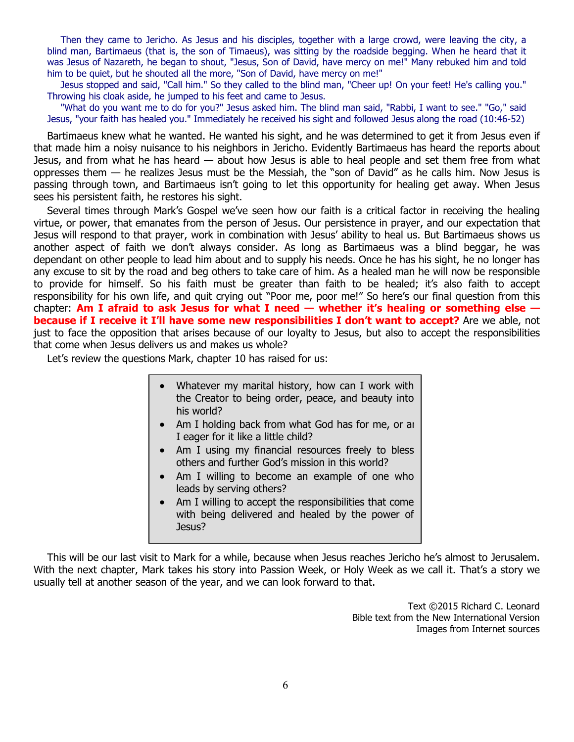Then they came to Jericho. As Jesus and his disciples, together with a large crowd, were leaving the city, a blind man, Bartimaeus (that is, the son of Timaeus), was sitting by the roadside begging. When he heard that it was Jesus of Nazareth, he began to shout, "Jesus, Son of David, have mercy on me!" Many rebuked him and told him to be quiet, but he shouted all the more, "Son of David, have mercy on me!"

Jesus stopped and said, "Call him." So they called to the blind man, "Cheer up! On your feet! He's calling you." Throwing his cloak aside, he jumped to his feet and came to Jesus.

"What do you want me to do for you?" Jesus asked him. The blind man said, "Rabbi, I want to see." "Go," said Jesus, "your faith has healed you." Immediately he received his sight and followed Jesus along the road (10:46-52)

Bartimaeus knew what he wanted. He wanted his sight, and he was determined to get it from Jesus even if that made him a noisy nuisance to his neighbors in Jericho. Evidently Bartimaeus has heard the reports about Jesus, and from what he has heard — about how Jesus is able to heal people and set them free from what oppresses them — he realizes Jesus must be the Messiah, the "son of David" as he calls him. Now Jesus is passing through town, and Bartimaeus isn't going to let this opportunity for healing get away. When Jesus sees his persistent faith, he restores his sight.

Several times through Mark's Gospel we've seen how our faith is a critical factor in receiving the healing virtue, or power, that emanates from the person of Jesus. Our persistence in prayer, and our expectation that Jesus will respond to that prayer, work in combination with Jesus' ability to heal us. But Bartimaeus shows us another aspect of faith we don't always consider. As long as Bartimaeus was a blind beggar, he was dependant on other people to lead him about and to supply his needs. Once he has his sight, he no longer has any excuse to sit by the road and beg others to take care of him. As a healed man he will now be responsible to provide for himself. So his faith must be greater than faith to be healed; it's also faith to accept responsibility for his own life, and quit crying out "Poor me, poor me!" So here's our final question from this chapter: **Am I afraid to ask Jesus for what I need — whether it's healing or something else — because if I receive it I'll have some new responsibilities I don't want to accept?** Are we able, not just to face the opposition that arises because of our loyalty to Jesus, but also to accept the responsibilities that come when Jesus delivers us and makes us whole?

Let's review the questions Mark, chapter 10 has raised for us:

- Whatever my marital history, how can I work with the Creator to being order, peace, and beauty into his world?
- Am I holding back from what God has for me, or am I eager for it like a little child?
- Am I using my financial resources freely to bless others and further God's mission in this world?
- Am I willing to become an example of one who leads by serving others?
- Am I willing to accept the responsibilities that come with being delivered and healed by the power of Jesus?

This will be our last visit to Mark for a while, because when Jesus reaches Jericho he's almost to Jerusalem. With the next chapter, Mark takes his story into Passion Week, or Holy Week as we call it. That's a story we usually tell at another season of the year, and we can look forward to that.

Text ©2015 Richard C. Leonard
Bible text from the New International Version
Images from Internet sources